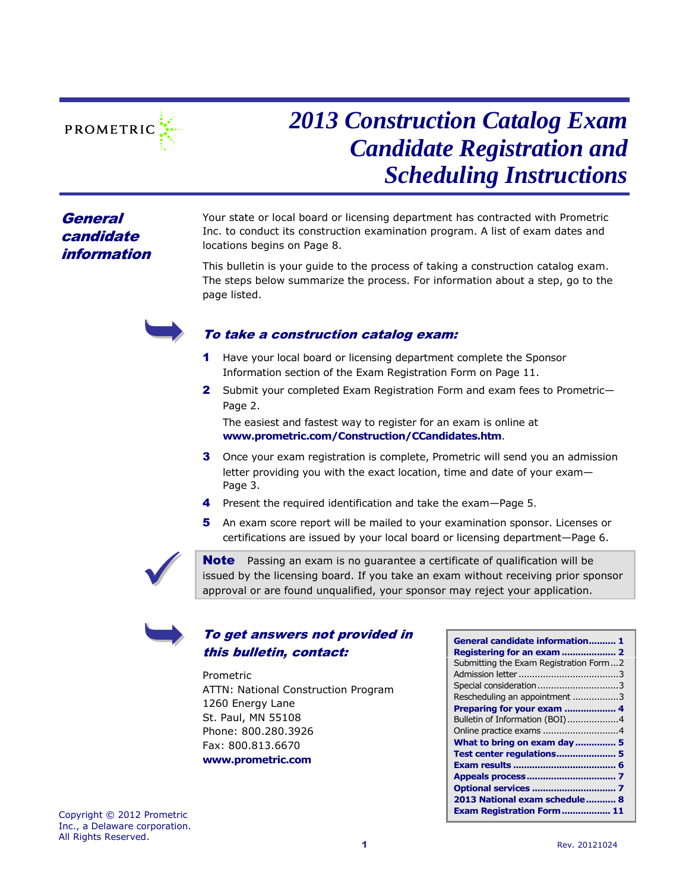# 2013 Construction Catalog Exam Candidate Registration and Scheduling Instructions

## General candidate information

Your state or local board or licensing department has contracted with Prometric Inc. to conduct its construction examination program. A list of exam dates and locations begins on Page 8.

This bulletin is your guide to the process of taking a construction catalog exam. The steps below summarize the process. For information about a step, go to the page listed.

### To take a construction catalog exam:

1. Have your local board or licensing department complete the Sponsor Information section of the Exam Registration Form on Page 11.
2. Submit your completed Exam Registration Form and exam fees to Prometric—Page 2.

   The easiest and fastest way to register for an exam is online at **www.prometric.com/Construction/CCandidates.htm**.
3. Once your exam registration is complete, Prometric will send you an admission letter providing you with the exact location, time and date of your exam—Page 3.
4. Present the required identification and take the exam—Page 5.
5. An exam score report will be mailed to your examination sponsor. Licenses or certifications are issued by your local board or licensing department—Page 6.

**Note** Passing an exam is no guarantee a certificate of qualification will be issued by the licensing board. If you take an exam without receiving prior sponsor approval or are found unqualified, your sponsor may reject your application.

### To get answers not provided in this bulletin, contact:

Prometric
ATTN: National Construction Program
1260 Energy Lane
St. Paul, MN 55108
Phone: 800.280.3926
Fax: 800.813.6670
**www.prometric.com**

| | |
|---|---|
| **General candidate information** | **1** |
| **Registering for an exam** | **2** |
| Submitting the Exam Registration Form | 2 |
| Admission letter | 3 |
| Special consideration | 3 |
| Rescheduling an appointment | 3 |
| **Preparing for your exam** | **4** |
| Bulletin of Information (BOI) | 4 |
| Online practice exams | 4 |
| **What to bring on exam day** | **5** |
| **Test center regulations** | **5** |
| **Exam results** | **6** |
| **Appeals process** | **7** |
| **Optional services** | **7** |
| **2013 National exam schedule** | **8** |
| **Exam Registration Form** | **11** |

Copyright © 2012 Prometric Inc., a Delaware corporation. All Rights Reserved.

Rev. 20121024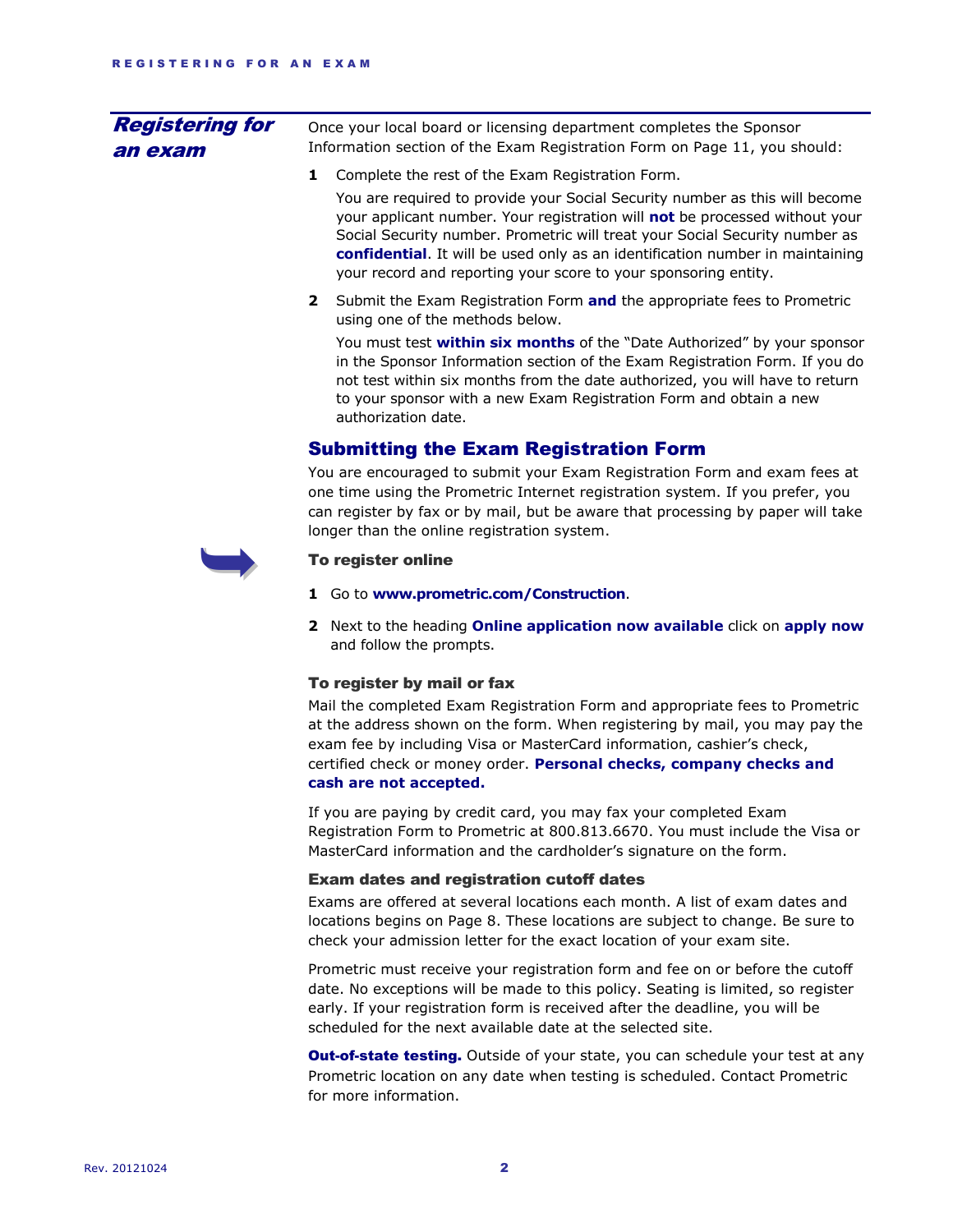## Registering for an exam

Once your local board or licensing department completes the Sponsor Information section of the Exam Registration Form on Page 11, you should:

1. Complete the rest of the Exam Registration Form.

   You are required to provide your Social Security number as this will become your applicant number. Your registration will **not** be processed without your Social Security number. Prometric will treat your Social Security number as **confidential**. It will be used only as an identification number in maintaining your record and reporting your score to your sponsoring entity.

2. Submit the Exam Registration Form **and** the appropriate fees to Prometric using one of the methods below.

   You must test **within six months** of the “Date Authorized” by your sponsor in the Sponsor Information section of the Exam Registration Form. If you do not test within six months from the date authorized, you will have to return to your sponsor with a new Exam Registration Form and obtain a new authorization date.

### Submitting the Exam Registration Form

You are encouraged to submit your Exam Registration Form and exam fees at one time using the Prometric Internet registration system. If you prefer, you can register by fax or by mail, but be aware that processing by paper will take longer than the online registration system.

#### To register online

1. Go to **www.prometric.com/Construction**.
2. Next to the heading **Online application now available** click on **apply now** and follow the prompts.

#### To register by mail or fax

Mail the completed Exam Registration Form and appropriate fees to Prometric at the address shown on the form. When registering by mail, you may pay the exam fee by including Visa or MasterCard information, cashier’s check, certified check or money order. **Personal checks, company checks and cash are not accepted.**

If you are paying by credit card, you may fax your completed Exam Registration Form to Prometric at 800.813.6670. You must include the Visa or MasterCard information and the cardholder’s signature on the form.

#### Exam dates and registration cutoff dates

Exams are offered at several locations each month. A list of exam dates and locations begins on Page 8. These locations are subject to change. Be sure to check your admission letter for the exact location of your exam site.

Prometric must receive your registration form and fee on or before the cutoff date. No exceptions will be made to this policy. Seating is limited, so register early. If your registration form is received after the deadline, you will be scheduled for the next available date at the selected site.

**Out-of-state testing.** Outside of your state, you can schedule your test at any Prometric location on any date when testing is scheduled. Contact Prometric for more information.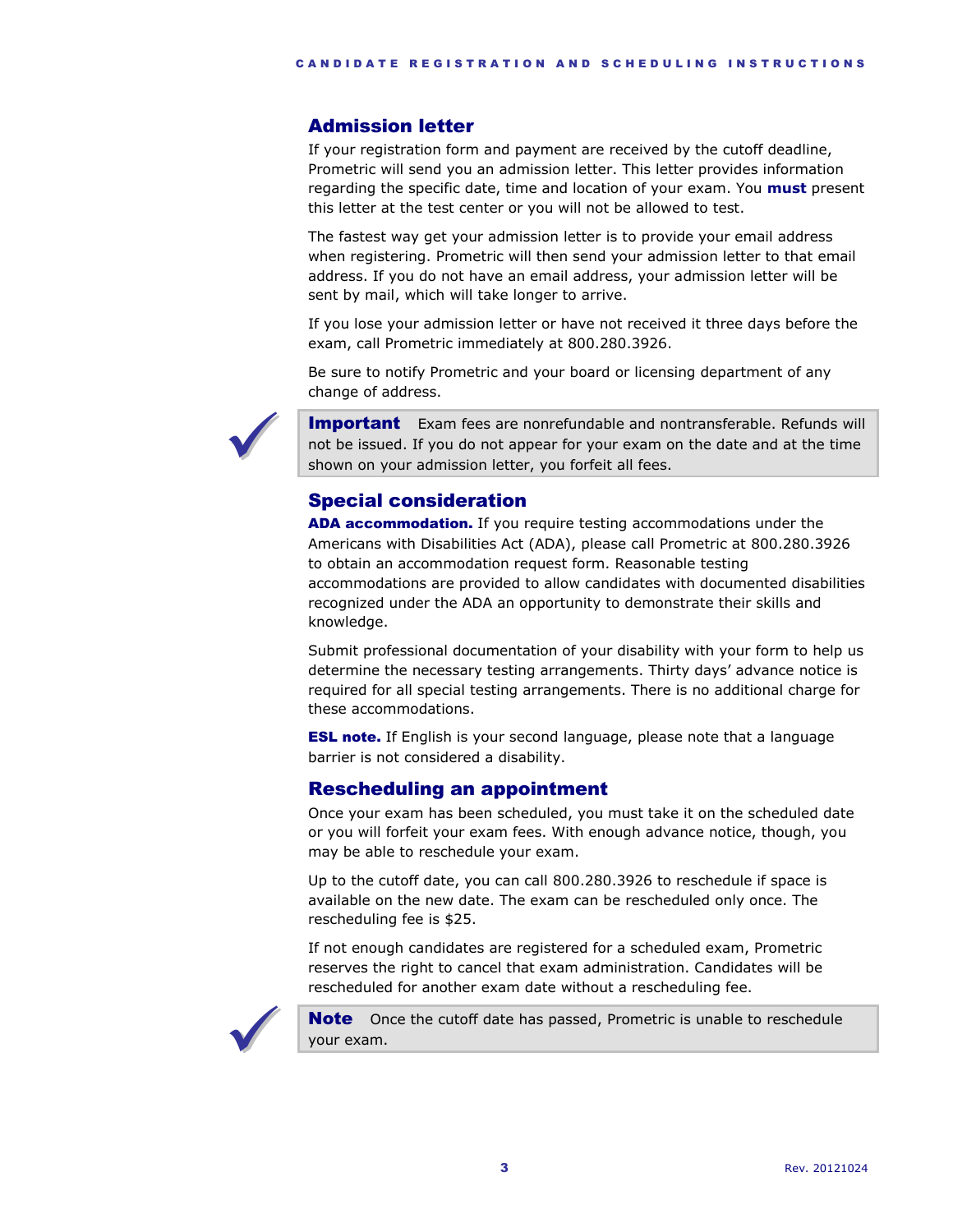## Admission letter

If your registration form and payment are received by the cutoff deadline, Prometric will send you an admission letter. This letter provides information regarding the specific date, time and location of your exam. You **must** present this letter at the test center or you will not be allowed to test.

The fastest way get your admission letter is to provide your email address when registering. Prometric will then send your admission letter to that email address. If you do not have an email address, your admission letter will be sent by mail, which will take longer to arrive.

If you lose your admission letter or have not received it three days before the exam, call Prometric immediately at 800.280.3926.

Be sure to notify Prometric and your board or licensing department of any change of address.

> **Important** Exam fees are nonrefundable and nontransferable. Refunds will not be issued. If you do not appear for your exam on the date and at the time shown on your admission letter, you forfeit all fees.

## Special consideration

**ADA accommodation.** If you require testing accommodations under the Americans with Disabilities Act (ADA), please call Prometric at 800.280.3926 to obtain an accommodation request form. Reasonable testing accommodations are provided to allow candidates with documented disabilities recognized under the ADA an opportunity to demonstrate their skills and knowledge.

Submit professional documentation of your disability with your form to help us determine the necessary testing arrangements. Thirty days' advance notice is required for all special testing arrangements. There is no additional charge for these accommodations.

**ESL note.** If English is your second language, please note that a language barrier is not considered a disability.

## Rescheduling an appointment

Once your exam has been scheduled, you must take it on the scheduled date or you will forfeit your exam fees. With enough advance notice, though, you may be able to reschedule your exam.

Up to the cutoff date, you can call 800.280.3926 to reschedule if space is available on the new date. The exam can be rescheduled only once. The rescheduling fee is $25.

If not enough candidates are registered for a scheduled exam, Prometric reserves the right to cancel that exam administration. Candidates will be rescheduled for another exam date without a rescheduling fee.

> **Note** Once the cutoff date has passed, Prometric is unable to reschedule your exam.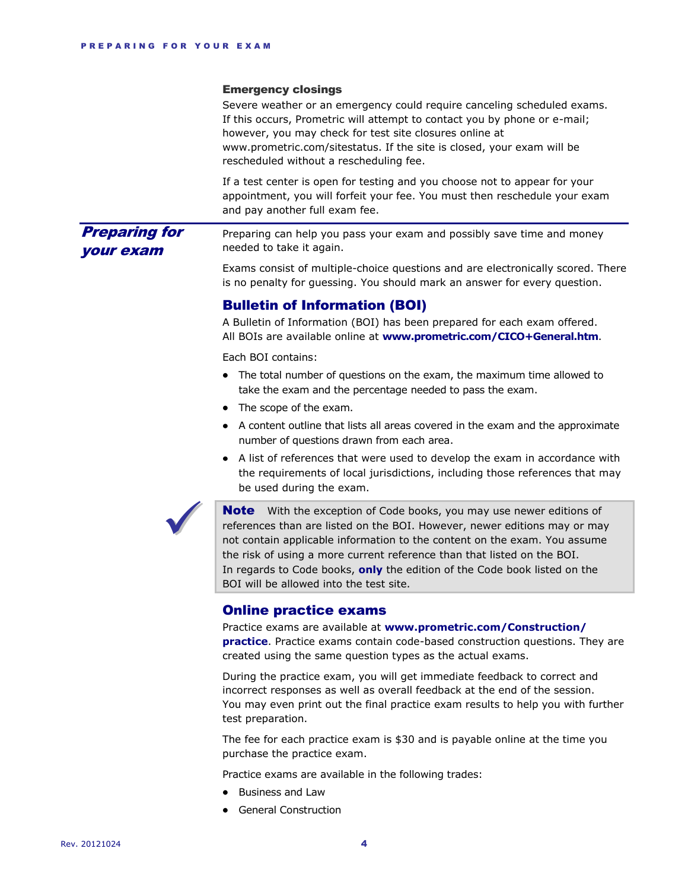#### Emergency closings

Severe weather or an emergency could require canceling scheduled exams. If this occurs, Prometric will attempt to contact you by phone or e-mail; however, you may check for test site closures online at www.prometric.com/sitestatus. If the site is closed, your exam will be rescheduled without a rescheduling fee.

If a test center is open for testing and you choose not to appear for your appointment, you will forfeit your fee. You must then reschedule your exam and pay another full exam fee.

## *Preparing for your exam*

Preparing can help you pass your exam and possibly save time and money needed to take it again.

Exams consist of multiple-choice questions and are electronically scored. There is no penalty for guessing. You should mark an answer for every question.

### Bulletin of Information (BOI)

A Bulletin of Information (BOI) has been prepared for each exam offered. All BOIs are available online at **www.prometric.com/CICO+General.htm**.

Each BOI contains:

- The total number of questions on the exam, the maximum time allowed to take the exam and the percentage needed to pass the exam.
- The scope of the exam.
- A content outline that lists all areas covered in the exam and the approximate number of questions drawn from each area.
- A list of references that were used to develop the exam in accordance with the requirements of local jurisdictions, including those references that may be used during the exam.

> **Note** With the exception of Code books, you may use newer editions of references than are listed on the BOI. However, newer editions may or may not contain applicable information to the content on the exam. You assume the risk of using a more current reference than that listed on the BOI. In regards to Code books, **only** the edition of the Code book listed on the BOI will be allowed into the test site.

### Online practice exams

Practice exams are available at **www.prometric.com/Construction/practice**. Practice exams contain code-based construction questions. They are created using the same question types as the actual exams.

During the practice exam, you will get immediate feedback to correct and incorrect responses as well as overall feedback at the end of the session. You may even print out the final practice exam results to help you with further test preparation.

The fee for each practice exam is $30 and is payable online at the time you purchase the practice exam.

Practice exams are available in the following trades:

- Business and Law
- General Construction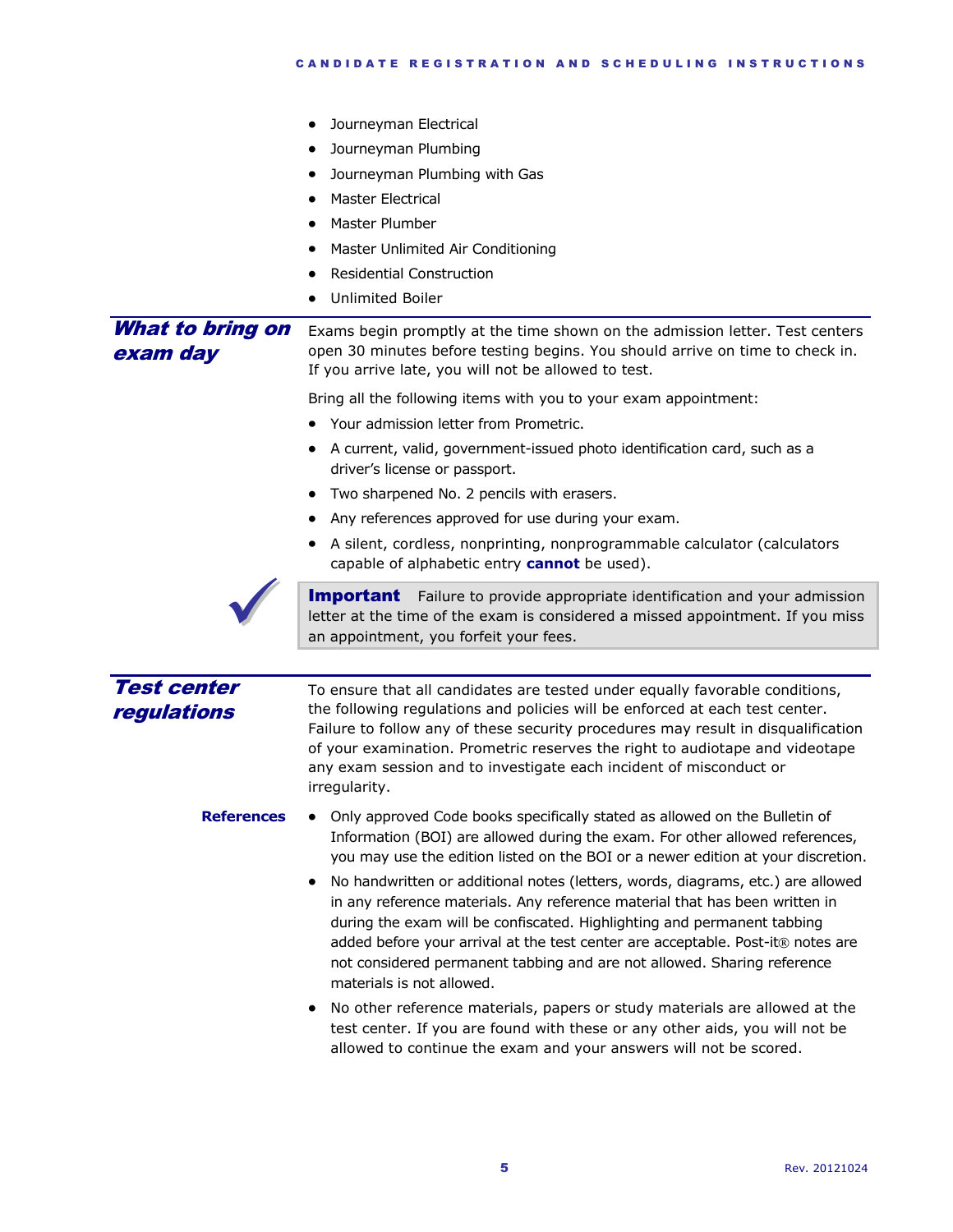- Journeyman Electrical
- Journeyman Plumbing
- Journeyman Plumbing with Gas
- Master Electrical
- Master Plumber
- Master Unlimited Air Conditioning
- Residential Construction
- Unlimited Boiler

## What to bring on exam day

Exams begin promptly at the time shown on the admission letter. Test centers open 30 minutes before testing begins. You should arrive on time to check in. If you arrive late, you will not be allowed to test.

Bring all the following items with you to your exam appointment:

- Your admission letter from Prometric.
- A current, valid, government-issued photo identification card, such as a driver's license or passport.
- Two sharpened No. 2 pencils with erasers.
- Any references approved for use during your exam.
- A silent, cordless, nonprinting, nonprogrammable calculator (calculators capable of alphabetic entry **cannot** be used).

> **Important** Failure to provide appropriate identification and your admission letter at the time of the exam is considered a missed appointment. If you miss an appointment, you forfeit your fees.

## Test center regulations

To ensure that all candidates are tested under equally favorable conditions, the following regulations and policies will be enforced at each test center. Failure to follow any of these security procedures may result in disqualification of your examination. Prometric reserves the right to audiotape and videotape any exam session and to investigate each incident of misconduct or irregularity.

### References

- Only approved Code books specifically stated as allowed on the Bulletin of Information (BOI) are allowed during the exam. For other allowed references, you may use the edition listed on the BOI or a newer edition at your discretion.
- No handwritten or additional notes (letters, words, diagrams, etc.) are allowed in any reference materials. Any reference material that has been written in during the exam will be confiscated. Highlighting and permanent tabbing added before your arrival at the test center are acceptable. Post-it® notes are not considered permanent tabbing and are not allowed. Sharing reference materials is not allowed.
- No other reference materials, papers or study materials are allowed at the test center. If you are found with these or any other aids, you will not be allowed to continue the exam and your answers will not be scored.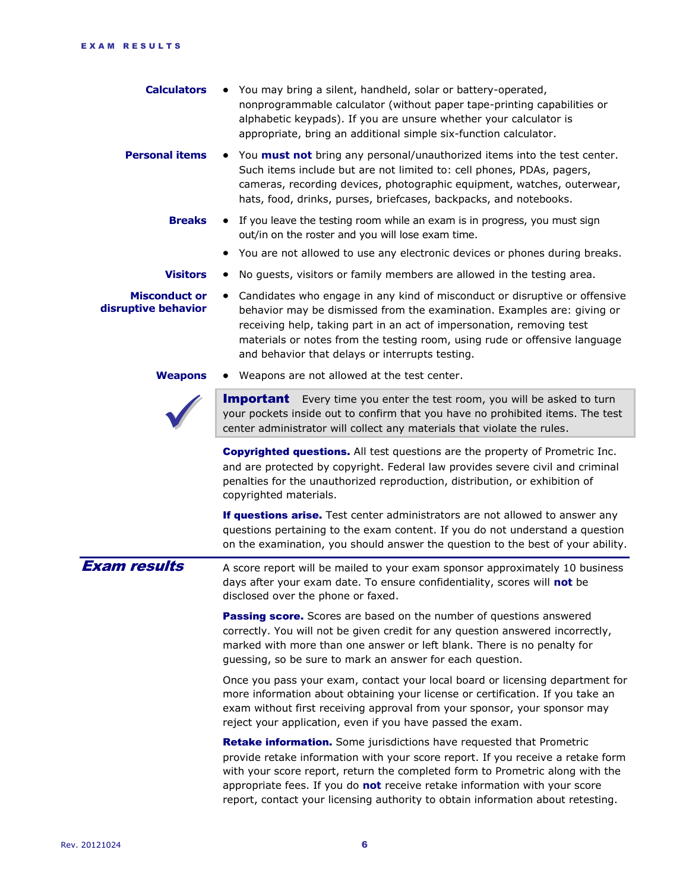**Calculators**

- You may bring a silent, handheld, solar or battery-operated, nonprogrammable calculator (without paper tape-printing capabilities or alphabetic keypads). If you are unsure whether your calculator is appropriate, bring an additional simple six-function calculator.

**Personal items**

- You **must not** bring any personal/unauthorized items into the test center. Such items include but are not limited to: cell phones, PDAs, pagers, cameras, recording devices, photographic equipment, watches, outerwear, hats, food, drinks, purses, briefcases, backpacks, and notebooks.

**Breaks**

- If you leave the testing room while an exam is in progress, you must sign out/in on the roster and you will lose exam time.
- You are not allowed to use any electronic devices or phones during breaks.

**Visitors**

- No guests, visitors or family members are allowed in the testing area.

**Misconduct or disruptive behavior**

- Candidates who engage in any kind of misconduct or disruptive or offensive behavior may be dismissed from the examination. Examples are: giving or receiving help, taking part in an act of impersonation, removing test materials or notes from the testing room, using rude or offensive language and behavior that delays or interrupts testing.

**Weapons**

- Weapons are not allowed at the test center.

> **Important** Every time you enter the test room, you will be asked to turn your pockets inside out to confirm that you have no prohibited items. The test center administrator will collect any materials that violate the rules.

**Copyrighted questions.** All test questions are the property of Prometric Inc. and are protected by copyright. Federal law provides severe civil and criminal penalties for the unauthorized reproduction, distribution, or exhibition of copyrighted materials.

**If questions arise.** Test center administrators are not allowed to answer any questions pertaining to the exam content. If you do not understand a question on the examination, you should answer the question to the best of your ability.

## *Exam results*

A score report will be mailed to your exam sponsor approximately 10 business days after your exam date. To ensure confidentiality, scores will **not** be disclosed over the phone or faxed.

**Passing score.** Scores are based on the number of questions answered correctly. You will not be given credit for any question answered incorrectly, marked with more than one answer or left blank. There is no penalty for guessing, so be sure to mark an answer for each question.

Once you pass your exam, contact your local board or licensing department for more information about obtaining your license or certification. If you take an exam without first receiving approval from your sponsor, your sponsor may reject your application, even if you have passed the exam.

**Retake information.** Some jurisdictions have requested that Prometric provide retake information with your score report. If you receive a retake form with your score report, return the completed form to Prometric along with the appropriate fees. If you do **not** receive retake information with your score report, contact your licensing authority to obtain information about retesting.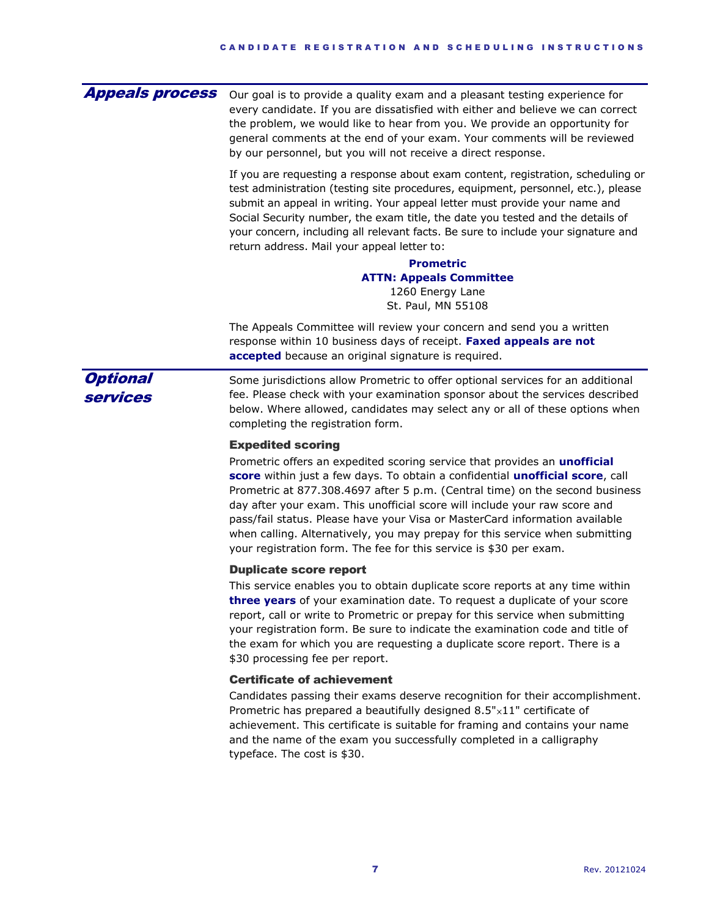## Appeals process

Our goal is to provide a quality exam and a pleasant testing experience for every candidate. If you are dissatisfied with either and believe we can correct the problem, we would like to hear from you. We provide an opportunity for general comments at the end of your exam. Your comments will be reviewed by our personnel, but you will not receive a direct response.

If you are requesting a response about exam content, registration, scheduling or test administration (testing site procedures, equipment, personnel, etc.), please submit an appeal in writing. Your appeal letter must provide your name and Social Security number, the exam title, the date you tested and the details of your concern, including all relevant facts. Be sure to include your signature and return address. Mail your appeal letter to:

**Prometric**
**ATTN: Appeals Committee**
1260 Energy Lane
St. Paul, MN 55108

The Appeals Committee will review your concern and send you a written response within 10 business days of receipt. **Faxed appeals are not accepted** because an original signature is required.

## Optional services

Some jurisdictions allow Prometric to offer optional services for an additional fee. Please check with your examination sponsor about the services described below. Where allowed, candidates may select any or all of these options when completing the registration form.

### Expedited scoring

Prometric offers an expedited scoring service that provides an **unofficial score** within just a few days. To obtain a confidential **unofficial score**, call Prometric at 877.308.4697 after 5 p.m. (Central time) on the second business day after your exam. This unofficial score will include your raw score and pass/fail status. Please have your Visa or MasterCard information available when calling. Alternatively, you may prepay for this service when submitting your registration form. The fee for this service is $30 per exam.

### Duplicate score report

This service enables you to obtain duplicate score reports at any time within **three years** of your examination date. To request a duplicate of your score report, call or write to Prometric or prepay for this service when submitting your registration form. Be sure to indicate the examination code and title of the exam for which you are requesting a duplicate score report. There is a $30 processing fee per report.

### Certificate of achievement

Candidates passing their exams deserve recognition for their accomplishment. Prometric has prepared a beautifully designed 8.5"×11" certificate of achievement. This certificate is suitable for framing and contains your name and the name of the exam you successfully completed in a calligraphy typeface. The cost is $30.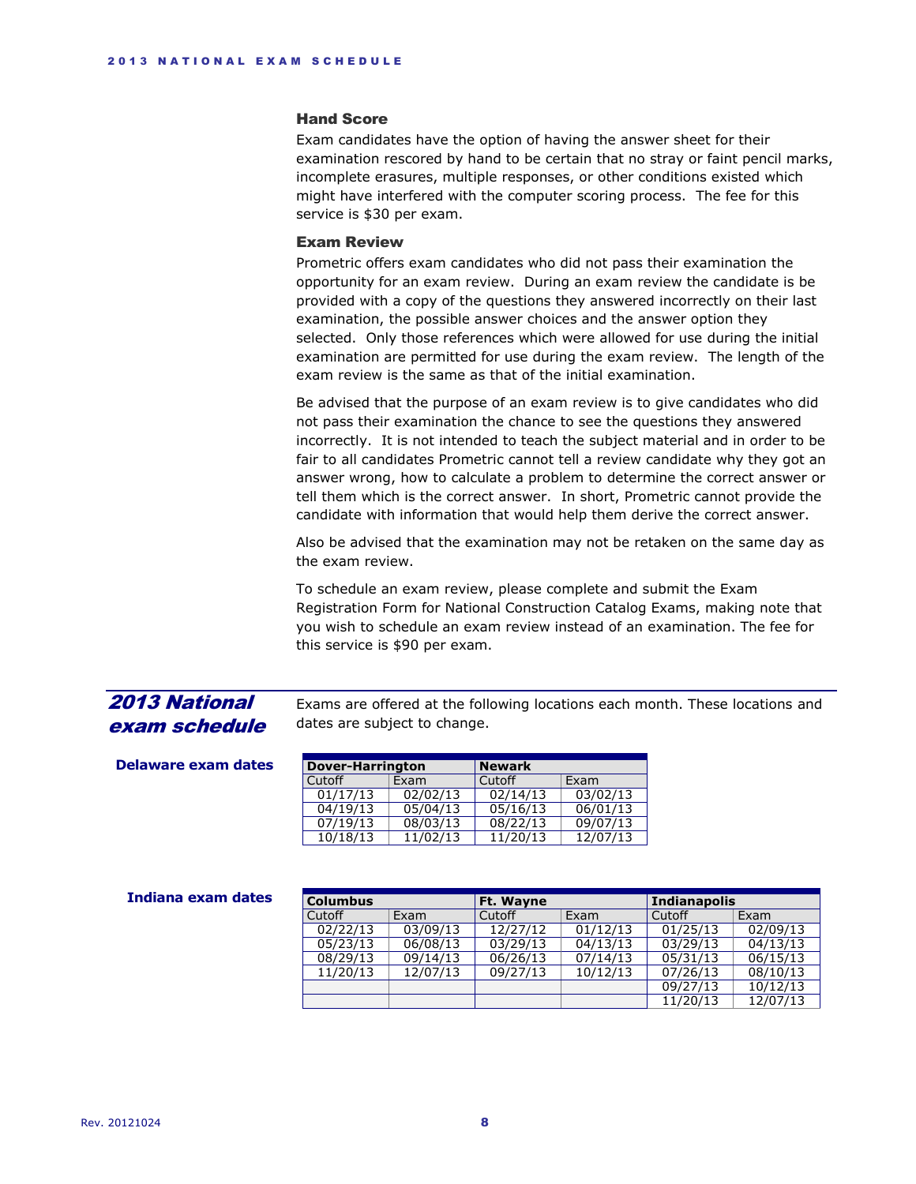### Hand Score

Exam candidates have the option of having the answer sheet for their examination rescored by hand to be certain that no stray or faint pencil marks, incomplete erasures, multiple responses, or other conditions existed which might have interfered with the computer scoring process. The fee for this service is $30 per exam.

### Exam Review

Prometric offers exam candidates who did not pass their examination the opportunity for an exam review. During an exam review the candidate is be provided with a copy of the questions they answered incorrectly on their last examination, the possible answer choices and the answer option they selected. Only those references which were allowed for use during the initial examination are permitted for use during the exam review. The length of the exam review is the same as that of the initial examination.

Be advised that the purpose of an exam review is to give candidates who did not pass their examination the chance to see the questions they answered incorrectly. It is not intended to teach the subject material and in order to be fair to all candidates Prometric cannot tell a review candidate why they got an answer wrong, how to calculate a problem to determine the correct answer or tell them which is the correct answer. In short, Prometric cannot provide the candidate with information that would help them derive the correct answer.

Also be advised that the examination may not be retaken on the same day as the exam review.

To schedule an exam review, please complete and submit the Exam Registration Form for National Construction Catalog Exams, making note that you wish to schedule an exam review instead of an examination. The fee for this service is $90 per exam.

## *2013 National exam schedule*

Exams are offered at the following locations each month. These locations and dates are subject to change.

### Delaware exam dates

| **Dover-Harrington** | | **Newark** | |
|---|---|---|---|
| Cutoff | Exam | Cutoff | Exam |
| 01/17/13 | 02/02/13 | 02/14/13 | 03/02/13 |
| 04/19/13 | 05/04/13 | 05/16/13 | 06/01/13 |
| 07/19/13 | 08/03/13 | 08/22/13 | 09/07/13 |
| 10/18/13 | 11/02/13 | 11/20/13 | 12/07/13 |

### Indiana exam dates

| **Columbus** | | **Ft. Wayne** | | **Indianapolis** | |
|---|---|---|---|---|---|
| Cutoff | Exam | Cutoff | Exam | Cutoff | Exam |
| 02/22/13 | 03/09/13 | 12/27/12 | 01/12/13 | 01/25/13 | 02/09/13 |
| 05/23/13 | 06/08/13 | 03/29/13 | 04/13/13 | 03/29/13 | 04/13/13 |
| 08/29/13 | 09/14/13 | 06/26/13 | 07/14/13 | 05/31/13 | 06/15/13 |
| 11/20/13 | 12/07/13 | 09/27/13 | 10/12/13 | 07/26/13 | 08/10/13 |
| | | | | 09/27/13 | 10/12/13 |
| | | | | 11/20/13 | 12/07/13 |

Rev. 20121024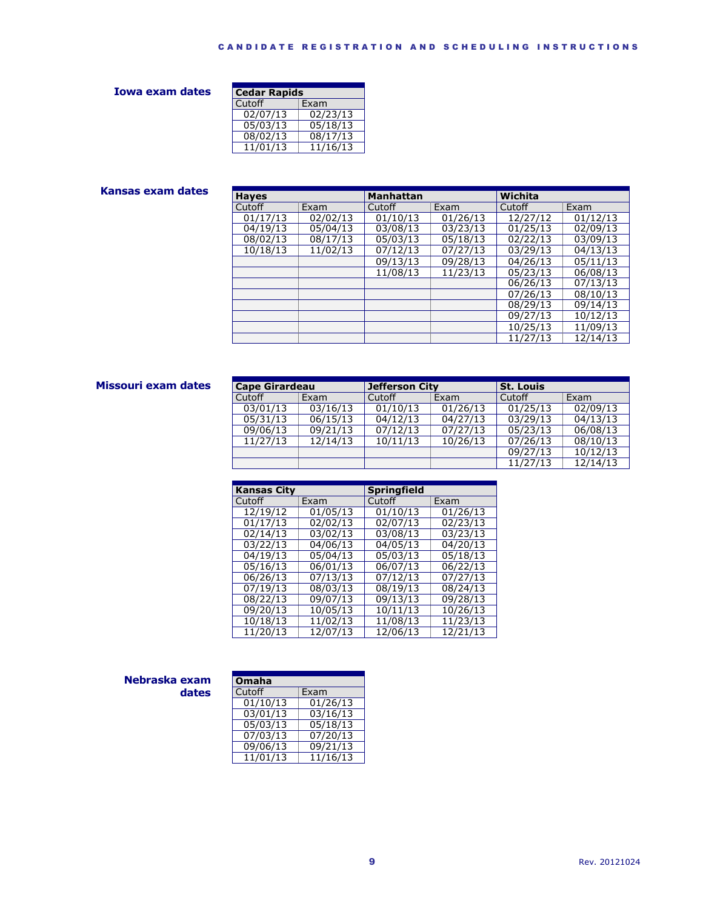## Iowa exam dates

| Cedar Rapids | |
|---|---|
| Cutoff | Exam |
| 02/07/13 | 02/23/13 |
| 05/03/13 | 05/18/13 |
| 08/02/13 | 08/17/13 |
| 11/01/13 | 11/16/13 |

## Kansas exam dates

| Hayes | | Manhattan | | Wichita | |
|---|---|---|---|---|---|
| Cutoff | Exam | Cutoff | Exam | Cutoff | Exam |
| 01/17/13 | 02/02/13 | 01/10/13 | 01/26/13 | 12/27/12 | 01/12/13 |
| 04/19/13 | 05/04/13 | 03/08/13 | 03/23/13 | 01/25/13 | 02/09/13 |
| 08/02/13 | 08/17/13 | 05/03/13 | 05/18/13 | 02/22/13 | 03/09/13 |
| 10/18/13 | 11/02/13 | 07/12/13 | 07/27/13 | 03/29/13 | 04/13/13 |
| | | 09/13/13 | 09/28/13 | 04/26/13 | 05/11/13 |
| | | 11/08/13 | 11/23/13 | 05/23/13 | 06/08/13 |
| | | | | 06/26/13 | 07/13/13 |
| | | | | 07/26/13 | 08/10/13 |
| | | | | 08/29/13 | 09/14/13 |
| | | | | 09/27/13 | 10/12/13 |
| | | | | 10/25/13 | 11/09/13 |
| | | | | 11/27/13 | 12/14/13 |

## Missouri exam dates

| Cape Girardeau | | Jefferson City | | St. Louis | |
|---|---|---|---|---|---|
| Cutoff | Exam | Cutoff | Exam | Cutoff | Exam |
| 03/01/13 | 03/16/13 | 01/10/13 | 01/26/13 | 01/25/13 | 02/09/13 |
| 05/31/13 | 06/15/13 | 04/12/13 | 04/27/13 | 03/29/13 | 04/13/13 |
| 09/06/13 | 09/21/13 | 07/12/13 | 07/27/13 | 05/23/13 | 06/08/13 |
| 11/27/13 | 12/14/13 | 10/11/13 | 10/26/13 | 07/26/13 | 08/10/13 |
| | | | | 09/27/13 | 10/12/13 |
| | | | | 11/27/13 | 12/14/13 |

| Kansas City | | Springfield | |
|---|---|---|---|
| Cutoff | Exam | Cutoff | Exam |
| 12/19/12 | 01/05/13 | 01/10/13 | 01/26/13 |
| 01/17/13 | 02/02/13 | 02/07/13 | 02/23/13 |
| 02/14/13 | 03/02/13 | 03/08/13 | 03/23/13 |
| 03/22/13 | 04/06/13 | 04/05/13 | 04/20/13 |
| 04/19/13 | 05/04/13 | 05/03/13 | 05/18/13 |
| 05/16/13 | 06/01/13 | 06/07/13 | 06/22/13 |
| 06/26/13 | 07/13/13 | 07/12/13 | 07/27/13 |
| 07/19/13 | 08/03/13 | 08/19/13 | 08/24/13 |
| 08/22/13 | 09/07/13 | 09/13/13 | 09/28/13 |
| 09/20/13 | 10/05/13 | 10/11/13 | 10/26/13 |
| 10/18/13 | 11/02/13 | 11/08/13 | 11/23/13 |
| 11/20/13 | 12/07/13 | 12/06/13 | 12/21/13 |

## Nebraska exam dates

| Omaha | |
|---|---|
| Cutoff | Exam |
| 01/10/13 | 01/26/13 |
| 03/01/13 | 03/16/13 |
| 05/03/13 | 05/18/13 |
| 07/03/13 | 07/20/13 |
| 09/06/13 | 09/21/13 |
| 11/01/13 | 11/16/13 |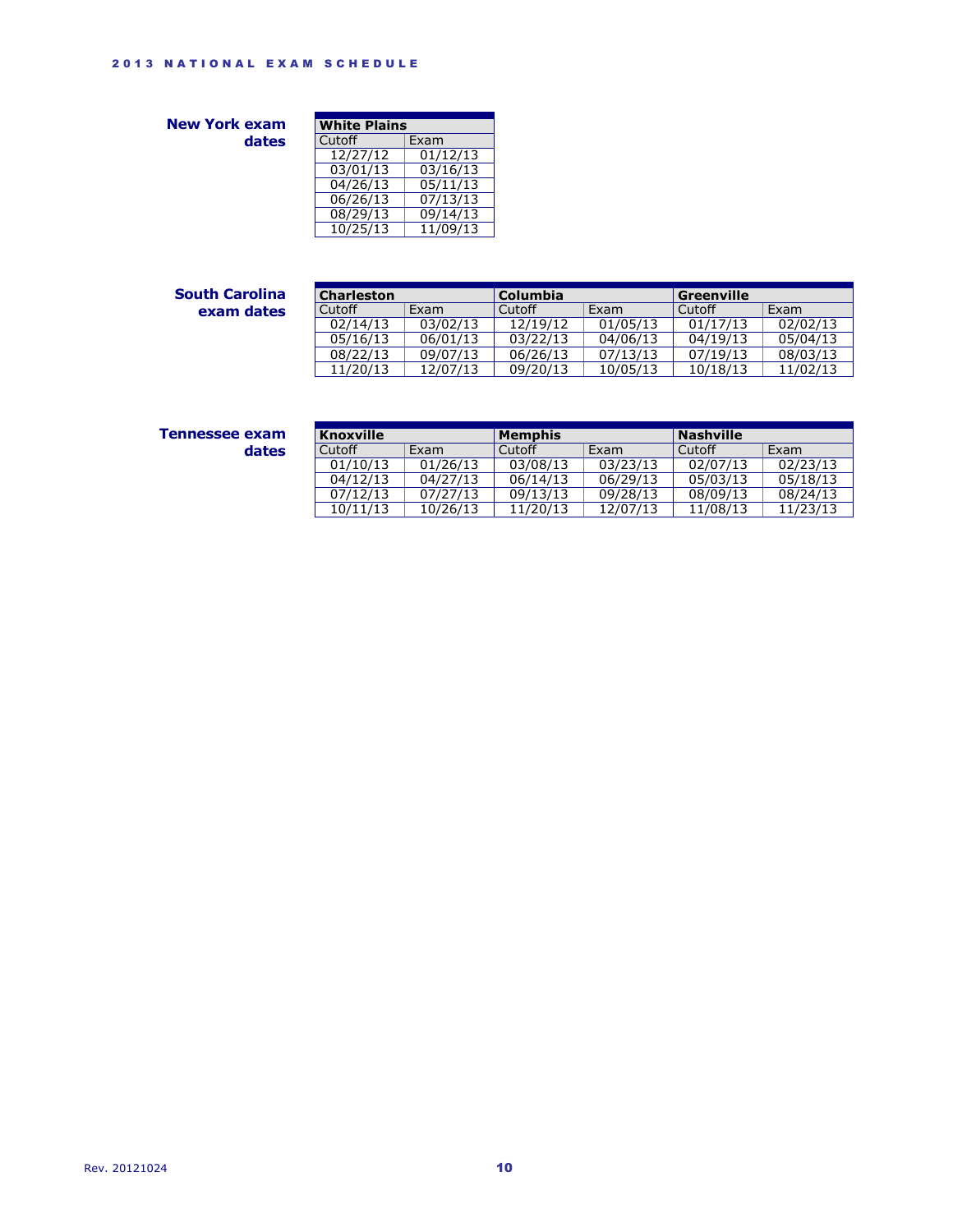## New York exam dates

| White Plains | |
|---|---|
| Cutoff | Exam |
| 12/27/12 | 01/12/13 |
| 03/01/13 | 03/16/13 |
| 04/26/13 | 05/11/13 |
| 06/26/13 | 07/13/13 |
| 08/29/13 | 09/14/13 |
| 10/25/13 | 11/09/13 |

## South Carolina exam dates

| Charleston | | Columbia | | Greenville | |
|---|---|---|---|---|---|
| Cutoff | Exam | Cutoff | Exam | Cutoff | Exam |
| 02/14/13 | 03/02/13 | 12/19/12 | 01/05/13 | 01/17/13 | 02/02/13 |
| 05/16/13 | 06/01/13 | 03/22/13 | 04/06/13 | 04/19/13 | 05/04/13 |
| 08/22/13 | 09/07/13 | 06/26/13 | 07/13/13 | 07/19/13 | 08/03/13 |
| 11/20/13 | 12/07/13 | 09/20/13 | 10/05/13 | 10/18/13 | 11/02/13 |

## Tennessee exam dates

| Knoxville | | Memphis | | Nashville | |
|---|---|---|---|---|---|
| Cutoff | Exam | Cutoff | Exam | Cutoff | Exam |
| 01/10/13 | 01/26/13 | 03/08/13 | 03/23/13 | 02/07/13 | 02/23/13 |
| 04/12/13 | 04/27/13 | 06/14/13 | 06/29/13 | 05/03/13 | 05/18/13 |
| 07/12/13 | 07/27/13 | 09/13/13 | 09/28/13 | 08/09/13 | 08/24/13 |
| 10/11/13 | 10/26/13 | 11/20/13 | 12/07/13 | 11/08/13 | 11/23/13 |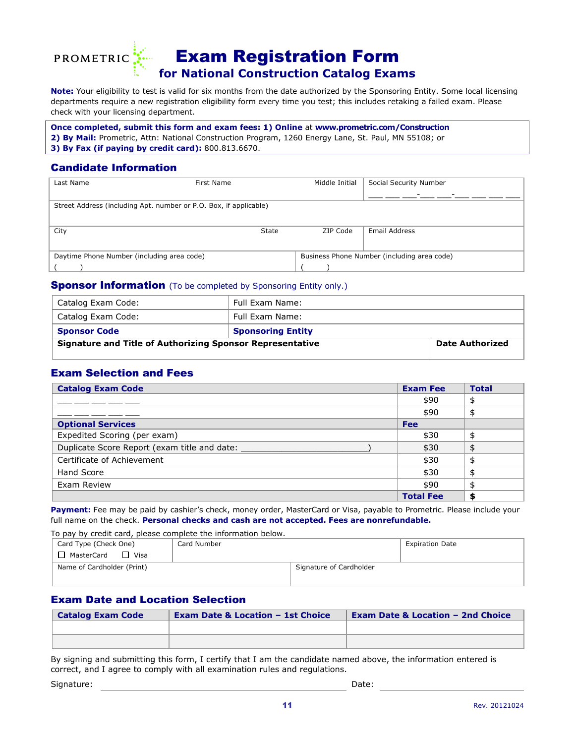PROMETRIC

# Exam Registration Form

## for National Construction Catalog Exams

**Note:** Your eligibility to test is valid for six months from the date authorized by the Sponsoring Entity. Some local licensing departments require a new registration eligibility form every time you test; this includes retaking a failed exam. Please check with your licensing department.

**Once completed, submit this form and exam fees: 1) Online** at **www.prometric.com/Construction**
**2) By Mail:** Prometric, Attn: National Construction Program, 1260 Energy Lane, St. Paul, MN 55108; or
**3) By Fax (if paying by credit card):** 800.813.6670.

## Candidate Information

| | | | |
|---|---|---|---|
| Last Name | First Name | Middle Initial | Social Security Number ___ ___ ___-___ ___-___ ___ ___ ___ |
| Street Address (including Apt. number or P.O. Box, if applicable) | | | |
| City | State | ZIP Code | Email Address |
| Daytime Phone Number (including area code) ( ) | | Business Phone Number (including area code) ( ) | |

## Sponsor Information (To be completed by Sponsoring Entity only.)

| | | |
|---|---|---|
| Catalog Exam Code: | Full Exam Name: | |
| Catalog Exam Code: | Full Exam Name: | |
| **Sponsor Code** | **Sponsoring Entity** | |
| **Signature and Title of Authorizing Sponsor Representative** | | **Date Authorized** |

## Exam Selection and Fees

| **Catalog Exam Code** | **Exam Fee** | **Total** |
|---|---|---|
| ___ ___ ___ ___ ___ | $90 | $ |
| ___ ___ ___ ___ ___ | $90 | $ |
| **Optional Services** | **Fee** | |
| Expedited Scoring (per exam) | $30 | $ |
| Duplicate Score Report (exam title and date: ________________________) | $30 | $ |
| Certificate of Achievement | $30 | $ |
| Hand Score | $30 | $ |
| Exam Review | $90 | $ |
| | **Total Fee** | **$** |

**Payment:** Fee may be paid by cashier's check, money order, MasterCard or Visa, payable to Prometric. Please include your full name on the check. **Personal checks and cash are not accepted. Fees are nonrefundable.**

To pay by credit card, please complete the information below.

| | | |
|---|---|---|
| Card Type (Check One) ☐ MasterCard ☐ Visa | Card Number | Expiration Date |
| Name of Cardholder (Print) | Signature of Cardholder | |

## Exam Date and Location Selection

| **Catalog Exam Code** | **Exam Date & Location – 1st Choice** | **Exam Date & Location – 2nd Choice** |
|---|---|---|
| | | |
| | | |

By signing and submitting this form, I certify that I am the candidate named above, the information entered is correct, and I agree to comply with all examination rules and regulations.

Signature: ______________________________ Date: ________________

Rev. 20121024